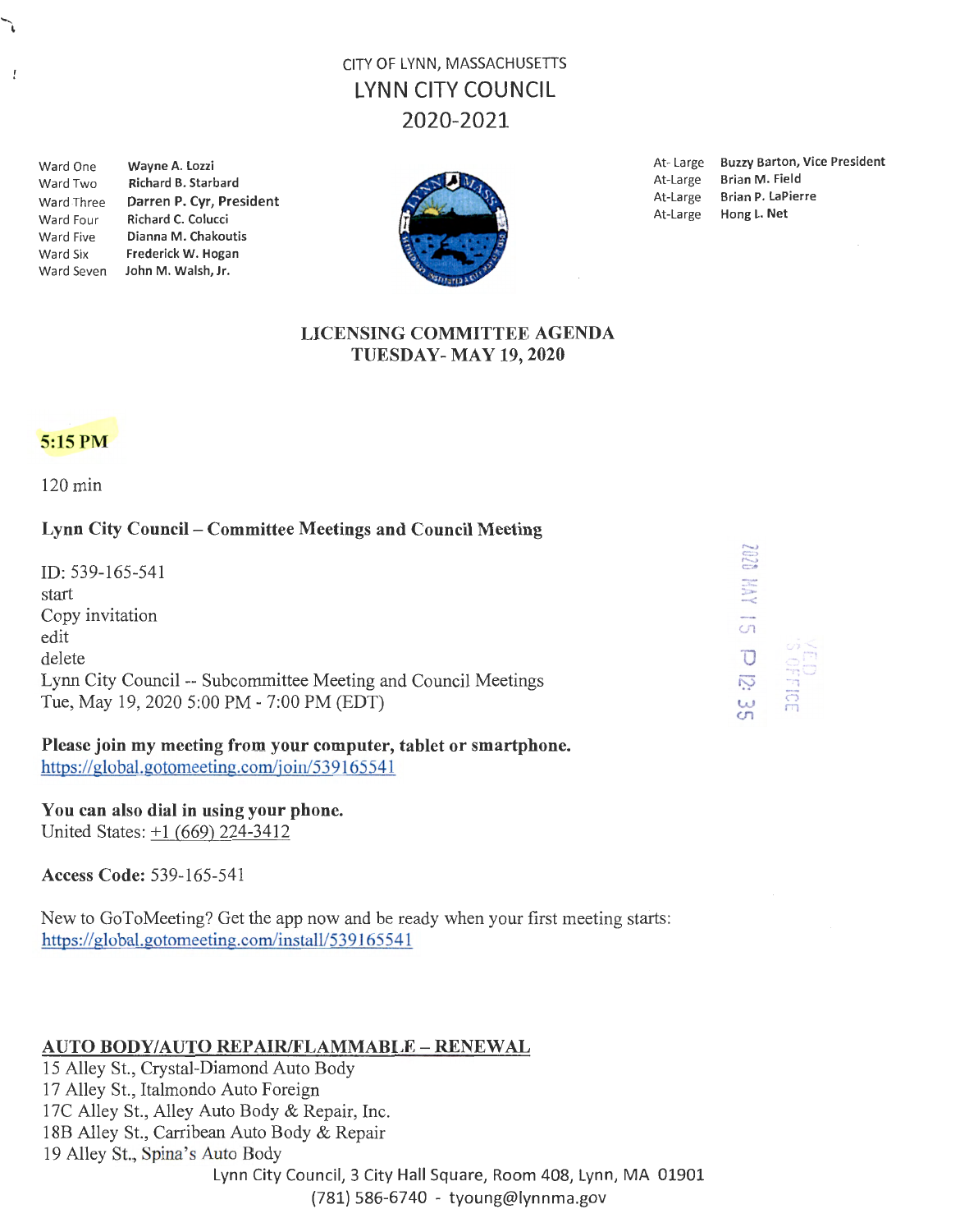CITY OF LYNN, MASSACHUSETTS

# LYNN CITY COUNCIL

## 2020-2021

| | |
|---|---|
| Ward One | Wayne A. Lozzi |
| Ward Two | Richard B. Starbard |
| Ward Three | Darren P. Cyr, President |
| Ward Four | Richard C. Colucci |
| Ward Five | Dianna M. Chakoutis |
| Ward Six | Frederick W. Hogan |
| Ward Seven | John M. Walsh, Jr. |

| | |
|---|---|
| At-Large | Buzzy Barton, Vice President |
| At-Large | Brian M. Field |
| At-Large | Brian P. LaPierre |
| At-Large | Hong L. Net |

## LICENSING COMMITTEE AGENDA
## TUESDAY- MAY 19, 2020

**5:15 PM**

120 min

**Lynn City Council – Committee Meetings and Council Meeting**

ID: 539-165-541
start
Copy invitation
edit
delete
Lynn City Council -- Subcommittee Meeting and Council Meetings
Tue, May 19, 2020 5:00 PM - 7:00 PM (EDT)

**Please join my meeting from your computer, tablet or smartphone.**
https://global.gotomeeting.com/join/539165541

**You can also dial in using your phone.**
United States: +1 (669) 224-3412

**Access Code:** 539-165-541

New to GoToMeeting? Get the app now and be ready when your first meeting starts:
https://global.gotomeeting.com/install/539165541

2020 MAY 15 P 12: 35

**AUTO BODY/AUTO REPAIR/FLAMMABLE – RENEWAL**

15 Alley St., Crystal-Diamond Auto Body
17 Alley St., Italmondo Auto Foreign
17C Alley St., Alley Auto Body & Repair, Inc.
18B Alley St., Carribean Auto Body & Repair
19 Alley St., Spina's Auto Body

Lynn City Council, 3 City Hall Square, Room 408, Lynn, MA 01901
(781) 586-6740 - tyoung@lynnma.gov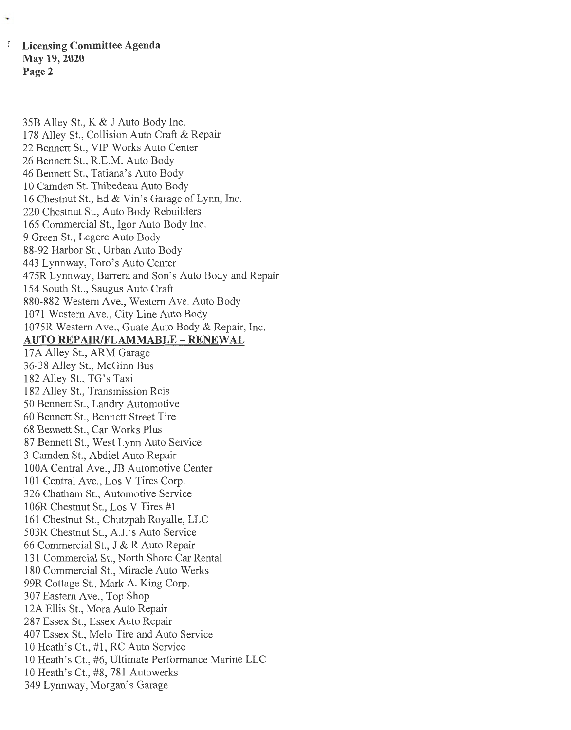35B Alley St., K & J Auto Body Inc.
178 Alley St., Collision Auto Craft & Repair
22 Bennett St., VIP Works Auto Center
26 Bennett St., R.E.M. Auto Body
46 Bennett St., Tatiana's Auto Body
10 Camden St. Thibedeau Auto Body
16 Chestnut St., Ed & Vin's Garage of Lynn, Inc.
220 Chestnut St., Auto Body Rebuilders
165 Commercial St., Igor Auto Body Inc.
9 Green St., Legere Auto Body
88-92 Harbor St., Urban Auto Body
443 Lynnway, Toro's Auto Center
475R Lynnway, Barrera and Son's Auto Body and Repair
154 South St.., Saugus Auto Craft
880-882 Western Ave., Western Ave. Auto Body
1071 Western Ave., City Line Auto Body
1075R Western Ave., Guate Auto Body & Repair, Inc.

**AUTO REPAIR/FLAMMABLE – RENEWAL**

17A Alley St., ARM Garage
36-38 Alley St., McGinn Bus
182 Alley St., TG's Taxi
182 Alley St., Transmission Reis
50 Bennett St., Landry Automotive
60 Bennett St., Bennett Street Tire
68 Bennett St., Car Works Plus
87 Bennett St., West Lynn Auto Service
3 Camden St., Abdiel Auto Repair
100A Central Ave., JB Automotive Center
101 Central Ave., Los V Tires Corp.
326 Chatham St., Automotive Service
106R Chestnut St., Los V Tires #1
161 Chestnut St., Chutzpah Royalle, LLC
503R Chestnut St., A.J.'s Auto Service
66 Commercial St., J & R Auto Repair
131 Commercial St., North Shore Car Rental
180 Commercial St., Miracle Auto Werks
99R Cottage St., Mark A. King Corp.
307 Eastern Ave., Top Shop
12A Ellis St., Mora Auto Repair
287 Essex St., Essex Auto Repair
407 Essex St., Melo Tire and Auto Service
10 Heath's Ct., #1, RC Auto Service
10 Heath's Ct., #6, Ultimate Performance Marine LLC
10 Heath's Ct., #8, 781 Autowerks
349 Lynnway, Morgan's Garage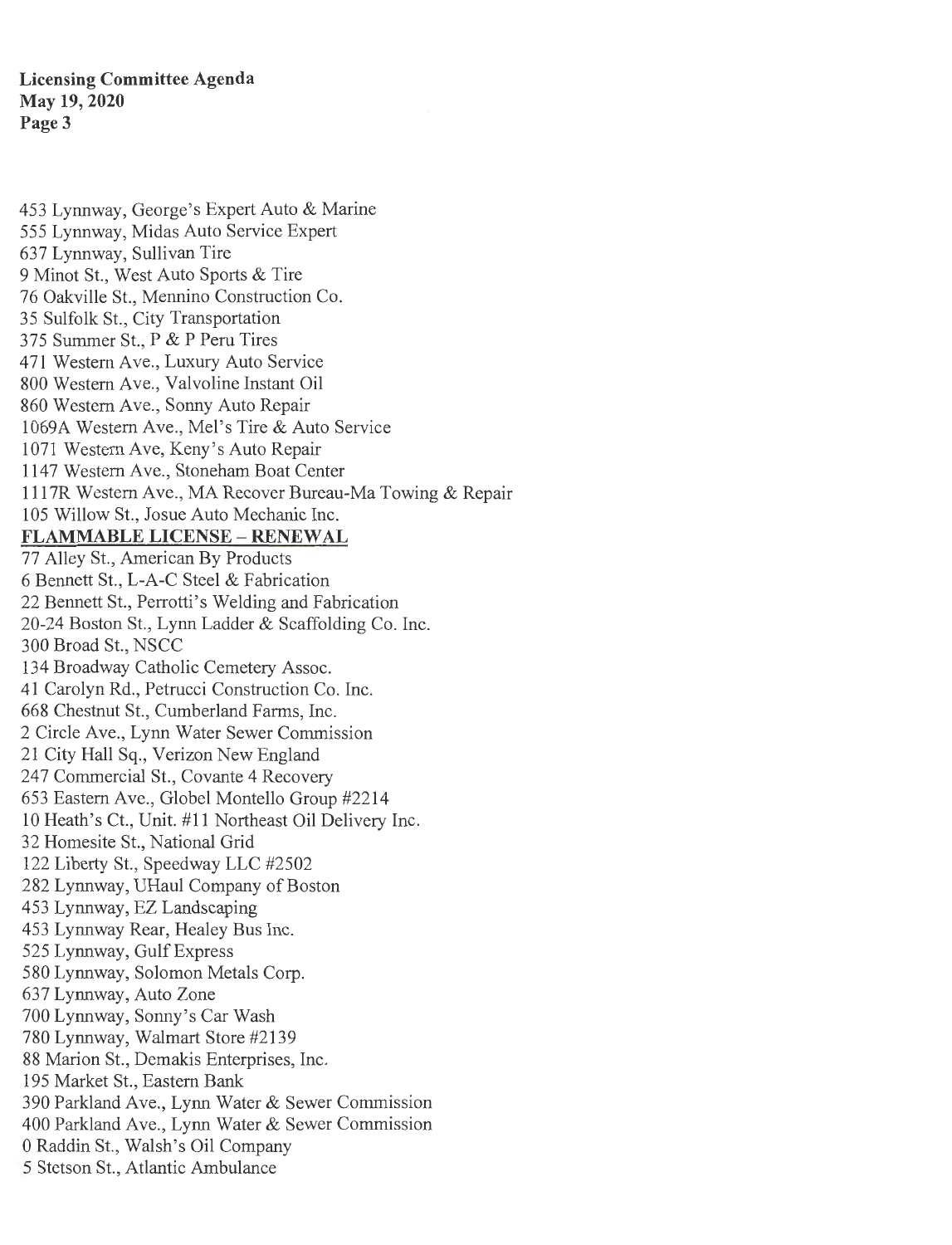453 Lynnway, George's Expert Auto & Marine
555 Lynnway, Midas Auto Service Expert
637 Lynnway, Sullivan Tire
9 Minot St., West Auto Sports & Tire
76 Oakville St., Mennino Construction Co.
35 Sulfolk St., City Transportation
375 Summer St., P & P Peru Tires
471 Western Ave., Luxury Auto Service
800 Western Ave., Valvoline Instant Oil
860 Western Ave., Sonny Auto Repair
1069A Western Ave., Mel's Tire & Auto Service
1071 Western Ave, Keny's Auto Repair
1147 Western Ave., Stoneham Boat Center
1117R Western Ave., MA Recover Bureau-Ma Towing & Repair
105 Willow St., Josue Auto Mechanic Inc.

**FLAMMABLE LICENSE – RENEWAL**

77 Alley St., American By Products
6 Bennett St., L-A-C Steel & Fabrication
22 Bennett St., Perrotti's Welding and Fabrication
20-24 Boston St., Lynn Ladder & Scaffolding Co. Inc.
300 Broad St., NSCC
134 Broadway Catholic Cemetery Assoc.
41 Carolyn Rd., Petrucci Construction Co. Inc.
668 Chestnut St., Cumberland Farms, Inc.
2 Circle Ave., Lynn Water Sewer Commission
21 City Hall Sq., Verizon New England
247 Commercial St., Covante 4 Recovery
653 Eastern Ave., Globel Montello Group #2214
10 Heath's Ct., Unit. #11 Northeast Oil Delivery Inc.
32 Homesite St., National Grid
122 Liberty St., Speedway LLC #2502
282 Lynnway, UHaul Company of Boston
453 Lynnway, EZ Landscaping
453 Lynnway Rear, Healey Bus Inc.
525 Lynnway, Gulf Express
580 Lynnway, Solomon Metals Corp.
637 Lynnway, Auto Zone
700 Lynnway, Sonny's Car Wash
780 Lynnway, Walmart Store #2139
88 Marion St., Demakis Enterprises, Inc.
195 Market St., Eastern Bank
390 Parkland Ave., Lynn Water & Sewer Commission
400 Parkland Ave., Lynn Water & Sewer Commission
0 Raddin St., Walsh's Oil Company
5 Stetson St., Atlantic Ambulance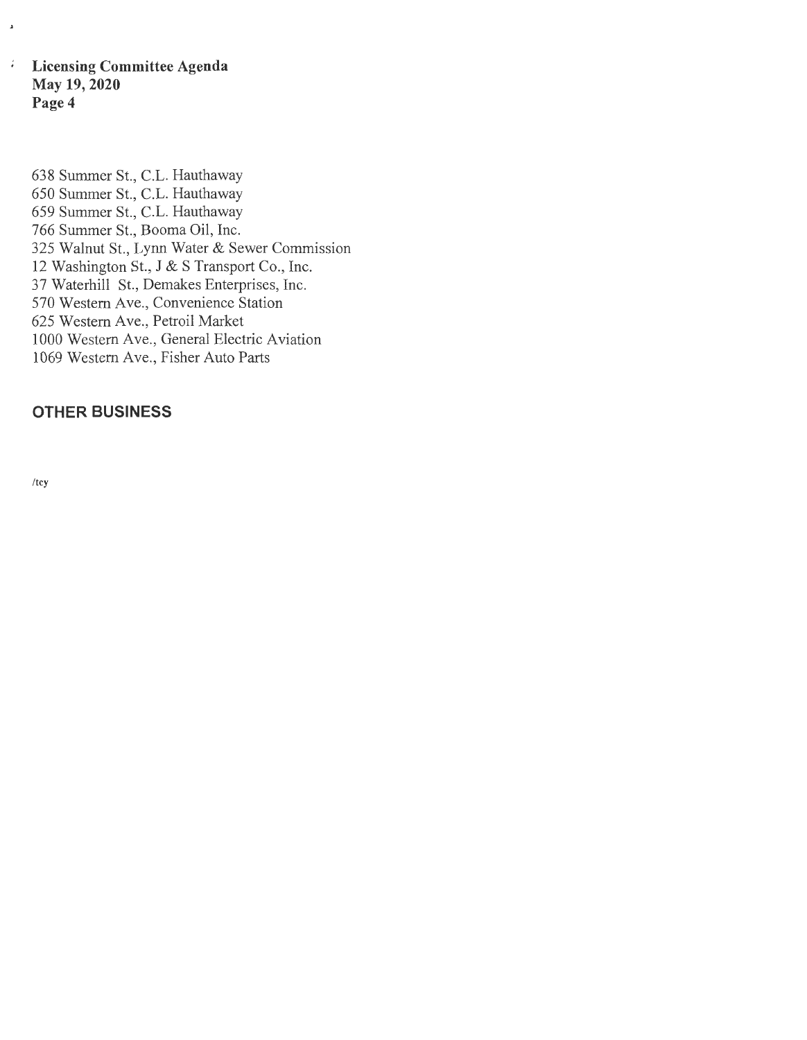638 Summer St., C.L. Hauthaway
650 Summer St., C.L. Hauthaway
659 Summer St., C.L. Hauthaway
766 Summer St., Booma Oil, Inc.
325 Walnut St., Lynn Water & Sewer Commission
12 Washington St., J & S Transport Co., Inc.
37 Waterhill St., Demakes Enterprises, Inc.
570 Western Ave., Convenience Station
625 Western Ave., Petroil Market
1000 Western Ave., General Electric Aviation
1069 Western Ave., Fisher Auto Parts

## OTHER BUSINESS

/tcy